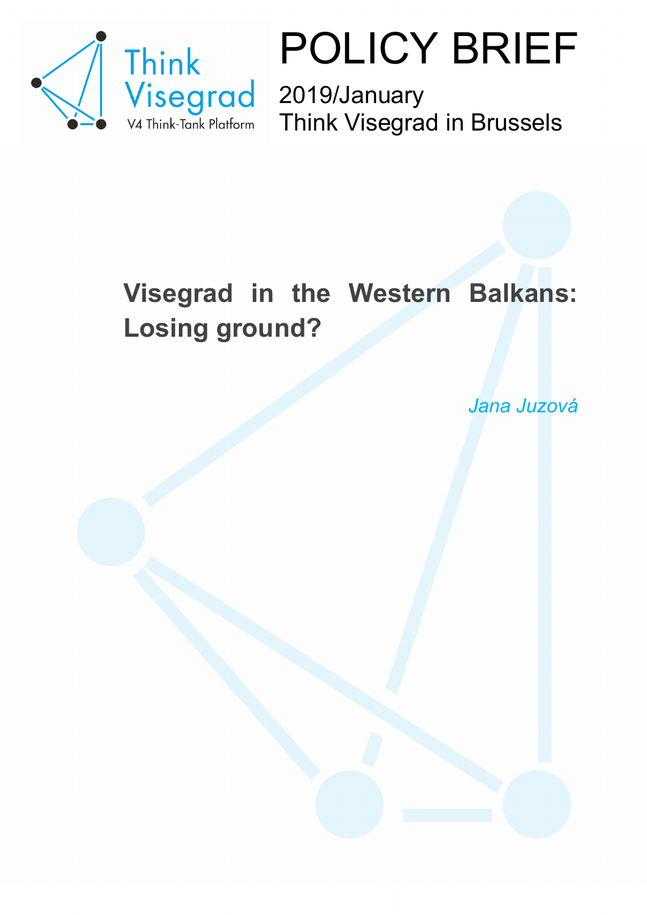Think Visegrad

V4 Think-Tank Platform

# POLICY BRIEF

2019/January

Think Visegrad in Brussels

## Visegrad in the Western Balkans: Losing ground?

*Jana Juzová*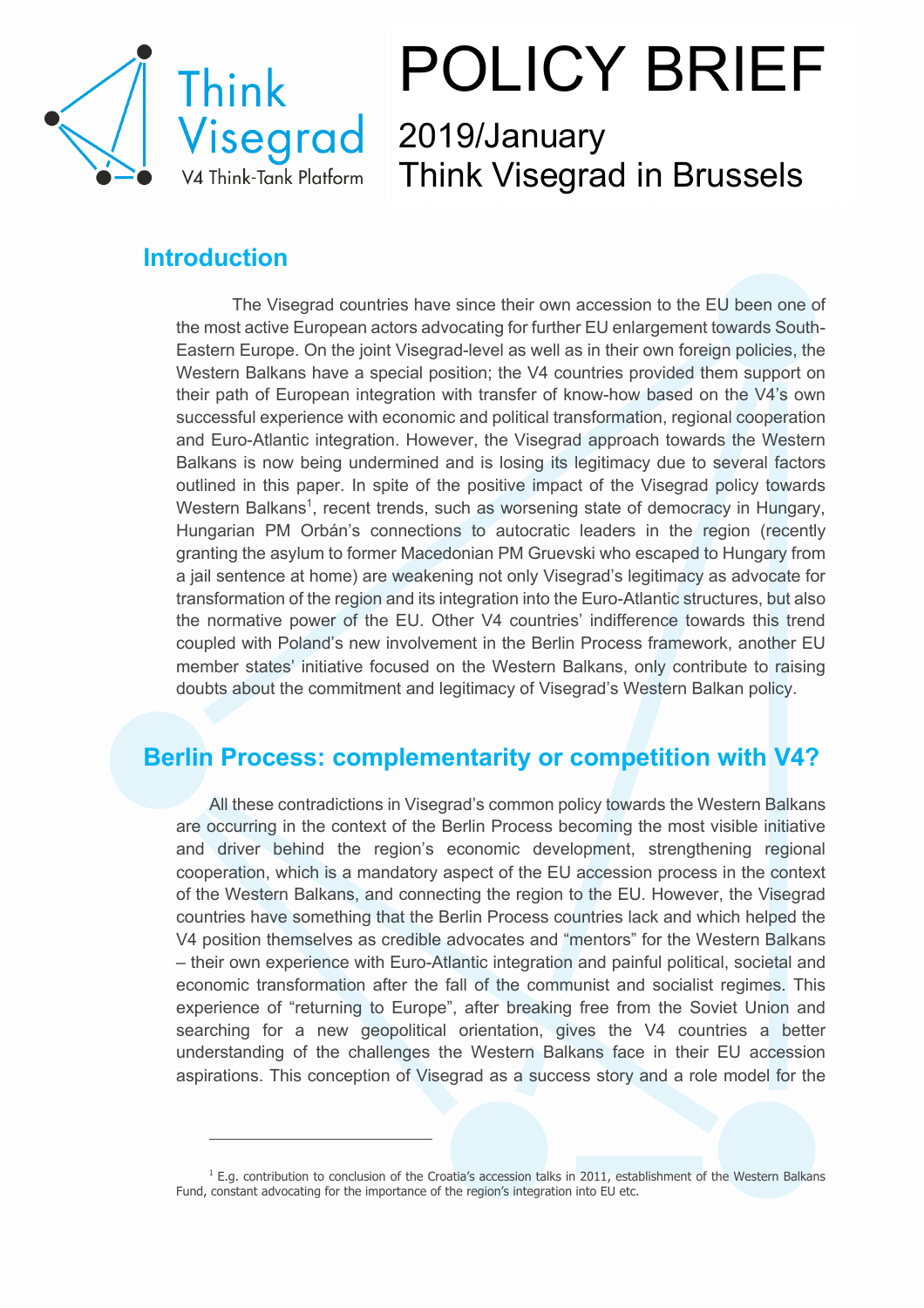# POLICY BRIEF

2019/January
Think Visegrad in Brussels

## Introduction

The Visegrad countries have since their own accession to the EU been one of the most active European actors advocating for further EU enlargement towards South-Eastern Europe. On the joint Visegrad-level as well as in their own foreign policies, the Western Balkans have a special position; the V4 countries provided them support on their path of European integration with transfer of know-how based on the V4's own successful experience with economic and political transformation, regional cooperation and Euro-Atlantic integration. However, the Visegrad approach towards the Western Balkans is now being undermined and is losing its legitimacy due to several factors outlined in this paper. In spite of the positive impact of the Visegrad policy towards Western Balkans[1], recent trends, such as worsening state of democracy in Hungary, Hungarian PM Orbán's connections to autocratic leaders in the region (recently granting the asylum to former Macedonian PM Gruevski who escaped to Hungary from a jail sentence at home) are weakening not only Visegrad's legitimacy as advocate for transformation of the region and its integration into the Euro-Atlantic structures, but also the normative power of the EU. Other V4 countries' indifference towards this trend coupled with Poland's new involvement in the Berlin Process framework, another EU member states' initiative focused on the Western Balkans, only contribute to raising doubts about the commitment and legitimacy of Visegrad's Western Balkan policy.

## Berlin Process: complementarity or competition with V4?

All these contradictions in Visegrad's common policy towards the Western Balkans are occurring in the context of the Berlin Process becoming the most visible initiative and driver behind the region's economic development, strengthening regional cooperation, which is a mandatory aspect of the EU accession process in the context of the Western Balkans, and connecting the region to the EU. However, the Visegrad countries have something that the Berlin Process countries lack and which helped the V4 position themselves as credible advocates and "mentors" for the Western Balkans – their own experience with Euro-Atlantic integration and painful political, societal and economic transformation after the fall of the communist and socialist regimes. This experience of "returning to Europe", after breaking free from the Soviet Union and searching for a new geopolitical orientation, gives the V4 countries a better understanding of the challenges the Western Balkans face in their EU accession aspirations. This conception of Visegrad as a success story and a role model for the

---

[1] E.g. contribution to conclusion of the Croatia's accession talks in 2011, establishment of the Western Balkans Fund, constant advocating for the importance of the region's integration into EU etc.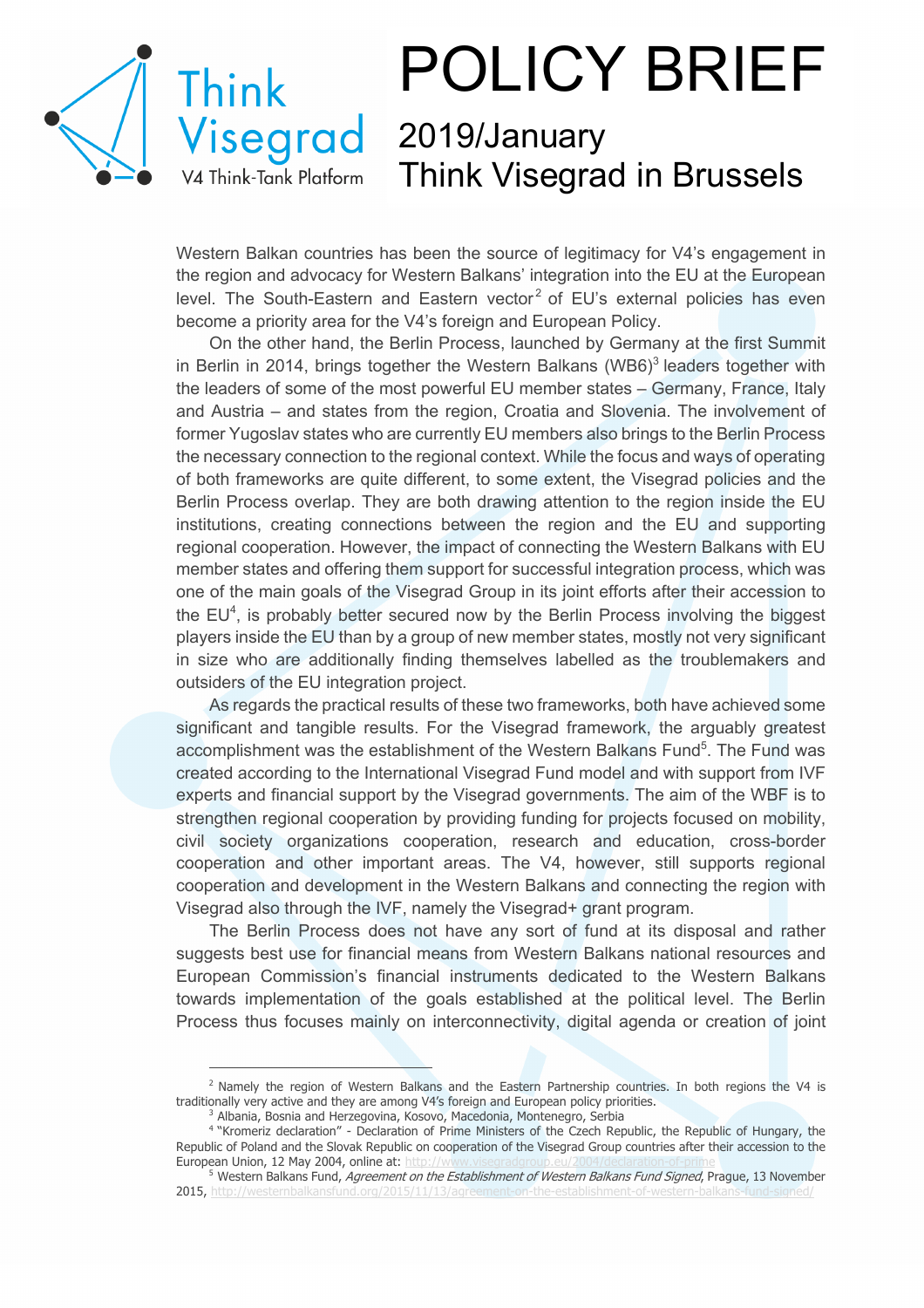Western Balkan countries has been the source of legitimacy for V4's engagement in the region and advocacy for Western Balkans' integration into the EU at the European level. The South-Eastern and Eastern vector[2] of EU's external policies has even become a priority area for the V4's foreign and European Policy.

On the other hand, the Berlin Process, launched by Germany at the first Summit in Berlin in 2014, brings together the Western Balkans (WB6)[3] leaders together with the leaders of some of the most powerful EU member states – Germany, France, Italy and Austria – and states from the region, Croatia and Slovenia. The involvement of former Yugoslav states who are currently EU members also brings to the Berlin Process the necessary connection to the regional context. While the focus and ways of operating of both frameworks are quite different, to some extent, the Visegrad policies and the Berlin Process overlap. They are both drawing attention to the region inside the EU institutions, creating connections between the region and the EU and supporting regional cooperation. However, the impact of connecting the Western Balkans with EU member states and offering them support for successful integration process, which was one of the main goals of the Visegrad Group in its joint efforts after their accession to the EU[4], is probably better secured now by the Berlin Process involving the biggest players inside the EU than by a group of new member states, mostly not very significant in size who are additionally finding themselves labelled as the troublemakers and outsiders of the EU integration project.

As regards the practical results of these two frameworks, both have achieved some significant and tangible results. For the Visegrad framework, the arguably greatest accomplishment was the establishment of the Western Balkans Fund[5]. The Fund was created according to the International Visegrad Fund model and with support from IVF experts and financial support by the Visegrad governments. The aim of the WBF is to strengthen regional cooperation by providing funding for projects focused on mobility, civil society organizations cooperation, research and education, cross-border cooperation and other important areas. The V4, however, still supports regional cooperation and development in the Western Balkans and connecting the region with Visegrad also through the IVF, namely the Visegrad+ grant program.

The Berlin Process does not have any sort of fund at its disposal and rather suggests best use for financial means from Western Balkans national resources and European Commission's financial instruments dedicated to the Western Balkans towards implementation of the goals established at the political level. The Berlin Process thus focuses mainly on interconnectivity, digital agenda or creation of joint

---

[2] Namely the region of Western Balkans and the Eastern Partnership countries. In both regions the V4 is traditionally very active and they are among V4's foreign and European policy priorities.

[3] Albania, Bosnia and Herzegovina, Kosovo, Macedonia, Montenegro, Serbia

[4] "Kromeriz declaration" - Declaration of Prime Ministers of the Czech Republic, the Republic of Hungary, the Republic of Poland and the Slovak Republic on cooperation of the Visegrad Group countries after their accession to the European Union, 12 May 2004, online at: http://www.visegradgroup.eu/2004/declaration-of-prime

[5] Western Balkans Fund, *Agreement on the Establishment of Western Balkans Fund Signed*, Prague, 13 November 2015, http://westernbalkansfund.org/2015/11/13/agreement-on-the-establishment-of-western-balkans-fund-signed/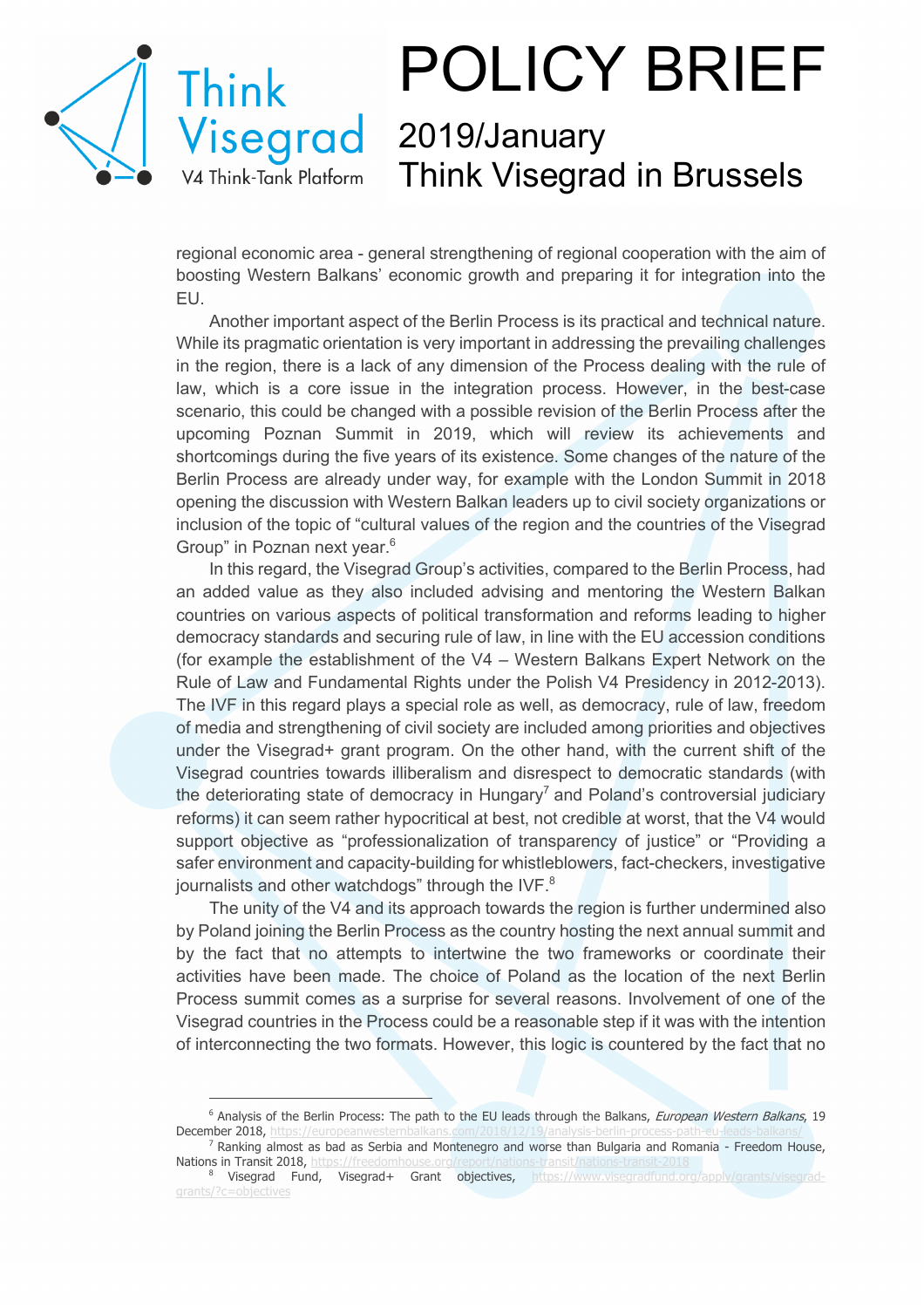regional economic area - general strengthening of regional cooperation with the aim of boosting Western Balkans' economic growth and preparing it for integration into the EU.

Another important aspect of the Berlin Process is its practical and technical nature. While its pragmatic orientation is very important in addressing the prevailing challenges in the region, there is a lack of any dimension of the Process dealing with the rule of law, which is a core issue in the integration process. However, in the best-case scenario, this could be changed with a possible revision of the Berlin Process after the upcoming Poznan Summit in 2019, which will review its achievements and shortcomings during the five years of its existence. Some changes of the nature of the Berlin Process are already under way, for example with the London Summit in 2018 opening the discussion with Western Balkan leaders up to civil society organizations or inclusion of the topic of "cultural values of the region and the countries of the Visegrad Group" in Poznan next year.[6]

In this regard, the Visegrad Group's activities, compared to the Berlin Process, had an added value as they also included advising and mentoring the Western Balkan countries on various aspects of political transformation and reforms leading to higher democracy standards and securing rule of law, in line with the EU accession conditions (for example the establishment of the V4 – Western Balkans Expert Network on the Rule of Law and Fundamental Rights under the Polish V4 Presidency in 2012-2013). The IVF in this regard plays a special role as well, as democracy, rule of law, freedom of media and strengthening of civil society are included among priorities and objectives under the Visegrad+ grant program. On the other hand, with the current shift of the Visegrad countries towards illiberalism and disrespect to democratic standards (with the deteriorating state of democracy in Hungary[7] and Poland's controversial judiciary reforms) it can seem rather hypocritical at best, not credible at worst, that the V4 would support objective as "professionalization of transparency of justice" or "Providing a safer environment and capacity-building for whistleblowers, fact-checkers, investigative journalists and other watchdogs" through the IVF.[8]

The unity of the V4 and its approach towards the region is further undermined also by Poland joining the Berlin Process as the country hosting the next annual summit and by the fact that no attempts to intertwine the two frameworks or coordinate their activities have been made. The choice of Poland as the location of the next Berlin Process summit comes as a surprise for several reasons. Involvement of one of the Visegrad countries in the Process could be a reasonable step if it was with the intention of interconnecting the two formats. However, this logic is countered by the fact that no

---

[6] Analysis of the Berlin Process: The path to the EU leads through the Balkans, *European Western Balkans*, 19 December 2018, https://europeanwesternbalkans.com/2018/12/19/analysis-berlin-process-path-eu-leads-balkans/

[7] Ranking almost as bad as Serbia and Montenegro and worse than Bulgaria and Romania - Freedom House, Nations in Transit 2018, https://freedomhouse.org/report/nations-transit/nations-transit-2018

[8] Visegrad Fund, Visegrad+ Grant objectives, https://www.visegradfund.org/apply/grants/visegrad-grants/?c=objectives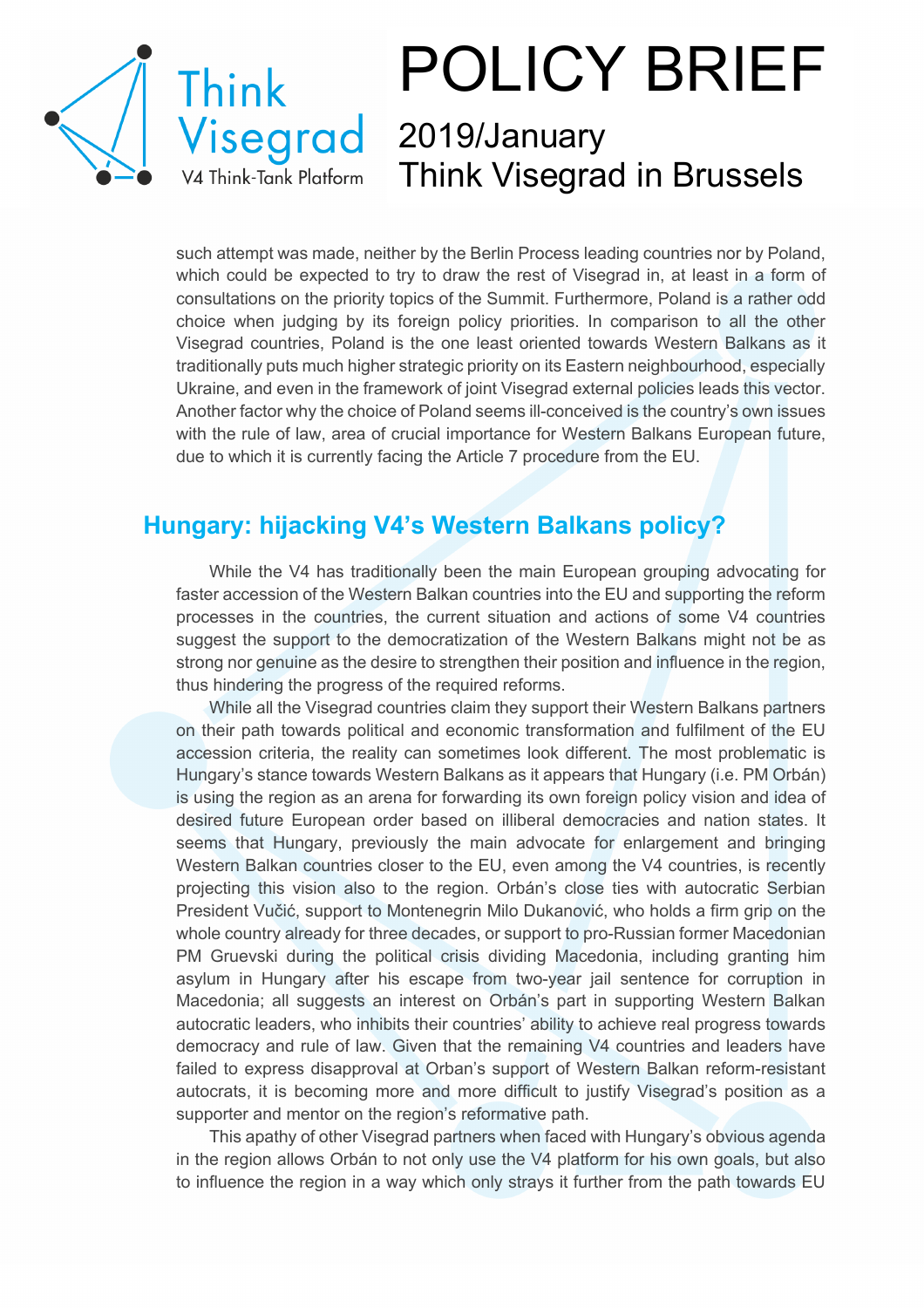such attempt was made, neither by the Berlin Process leading countries nor by Poland, which could be expected to try to draw the rest of Visegrad in, at least in a form of consultations on the priority topics of the Summit. Furthermore, Poland is a rather odd choice when judging by its foreign policy priorities. In comparison to all the other Visegrad countries, Poland is the one least oriented towards Western Balkans as it traditionally puts much higher strategic priority on its Eastern neighbourhood, especially Ukraine, and even in the framework of joint Visegrad external policies leads this vector. Another factor why the choice of Poland seems ill-conceived is the country's own issues with the rule of law, area of crucial importance for Western Balkans European future, due to which it is currently facing the Article 7 procedure from the EU.

## Hungary: hijacking V4's Western Balkans policy?

While the V4 has traditionally been the main European grouping advocating for faster accession of the Western Balkan countries into the EU and supporting the reform processes in the countries, the current situation and actions of some V4 countries suggest the support to the democratization of the Western Balkans might not be as strong nor genuine as the desire to strengthen their position and influence in the region, thus hindering the progress of the required reforms.

While all the Visegrad countries claim they support their Western Balkans partners on their path towards political and economic transformation and fulfilment of the EU accession criteria, the reality can sometimes look different. The most problematic is Hungary's stance towards Western Balkans as it appears that Hungary (i.e. PM Orbán) is using the region as an arena for forwarding its own foreign policy vision and idea of desired future European order based on illiberal democracies and nation states. It seems that Hungary, previously the main advocate for enlargement and bringing Western Balkan countries closer to the EU, even among the V4 countries, is recently projecting this vision also to the region. Orbán's close ties with autocratic Serbian President Vučić, support to Montenegrin Milo Dukanović, who holds a firm grip on the whole country already for three decades, or support to pro-Russian former Macedonian PM Gruevski during the political crisis dividing Macedonia, including granting him asylum in Hungary after his escape from two-year jail sentence for corruption in Macedonia; all suggests an interest on Orbán's part in supporting Western Balkan autocratic leaders, who inhibits their countries' ability to achieve real progress towards democracy and rule of law. Given that the remaining V4 countries and leaders have failed to express disapproval at Orban's support of Western Balkan reform-resistant autocrats, it is becoming more and more difficult to justify Visegrad's position as a supporter and mentor on the region's reformative path.

This apathy of other Visegrad partners when faced with Hungary's obvious agenda in the region allows Orbán to not only use the V4 platform for his own goals, but also to influence the region in a way which only strays it further from the path towards EU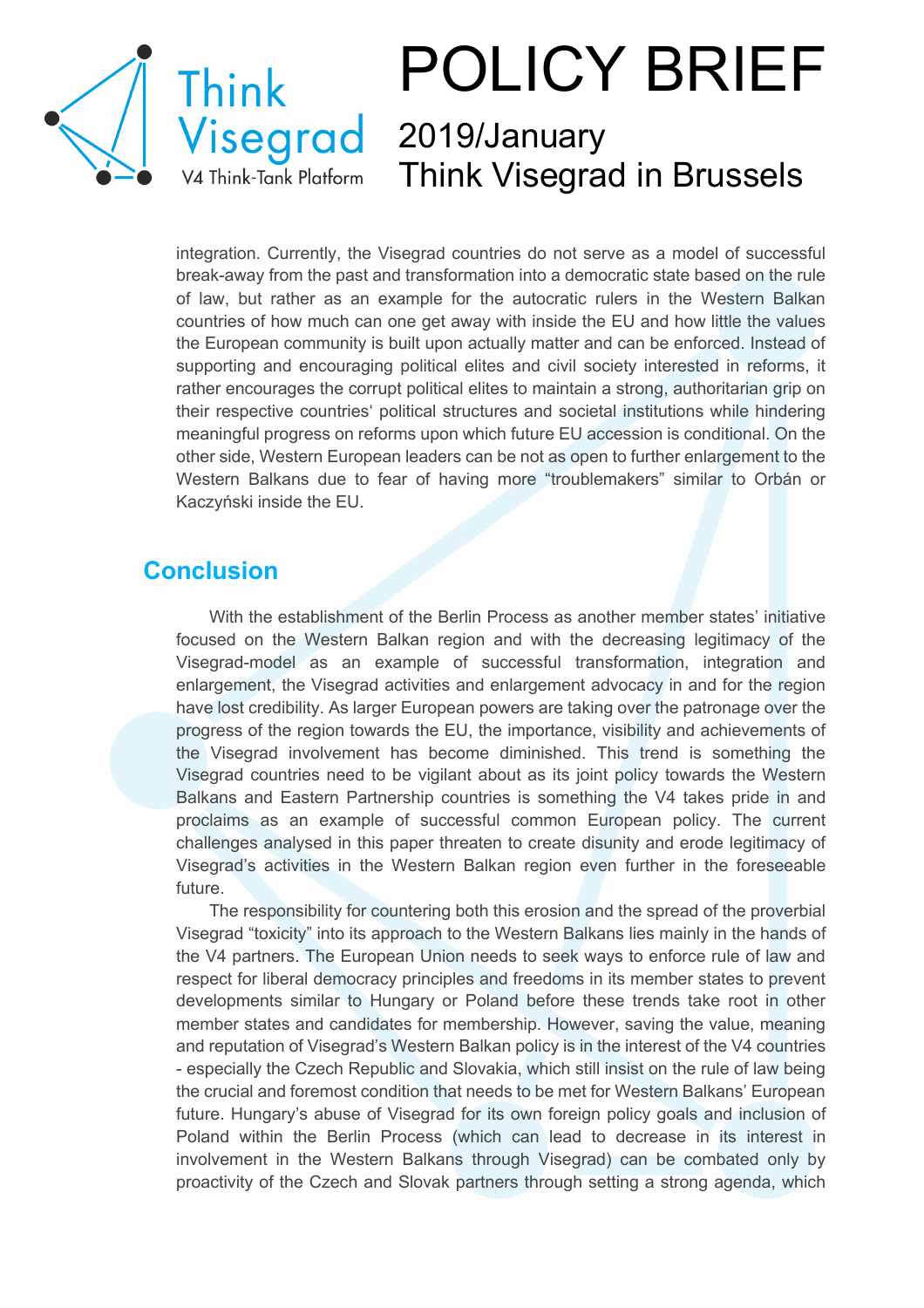integration. Currently, the Visegrad countries do not serve as a model of successful break-away from the past and transformation into a democratic state based on the rule of law, but rather as an example for the autocratic rulers in the Western Balkan countries of how much can one get away with inside the EU and how little the values the European community is built upon actually matter and can be enforced. Instead of supporting and encouraging political elites and civil society interested in reforms, it rather encourages the corrupt political elites to maintain a strong, authoritarian grip on their respective countries' political structures and societal institutions while hindering meaningful progress on reforms upon which future EU accession is conditional. On the other side, Western European leaders can be not as open to further enlargement to the Western Balkans due to fear of having more "troublemakers" similar to Orbán or Kaczyński inside the EU.

## Conclusion

With the establishment of the Berlin Process as another member states' initiative focused on the Western Balkan region and with the decreasing legitimacy of the Visegrad-model as an example of successful transformation, integration and enlargement, the Visegrad activities and enlargement advocacy in and for the region have lost credibility. As larger European powers are taking over the patronage over the progress of the region towards the EU, the importance, visibility and achievements of the Visegrad involvement has become diminished. This trend is something the Visegrad countries need to be vigilant about as its joint policy towards the Western Balkans and Eastern Partnership countries is something the V4 takes pride in and proclaims as an example of successful common European policy. The current challenges analysed in this paper threaten to create disunity and erode legitimacy of Visegrad's activities in the Western Balkan region even further in the foreseeable future.

The responsibility for countering both this erosion and the spread of the proverbial Visegrad "toxicity" into its approach to the Western Balkans lies mainly in the hands of the V4 partners. The European Union needs to seek ways to enforce rule of law and respect for liberal democracy principles and freedoms in its member states to prevent developments similar to Hungary or Poland before these trends take root in other member states and candidates for membership. However, saving the value, meaning and reputation of Visegrad's Western Balkan policy is in the interest of the V4 countries - especially the Czech Republic and Slovakia, which still insist on the rule of law being the crucial and foremost condition that needs to be met for Western Balkans' European future. Hungary's abuse of Visegrad for its own foreign policy goals and inclusion of Poland within the Berlin Process (which can lead to decrease in its interest in involvement in the Western Balkans through Visegrad) can be combated only by proactivity of the Czech and Slovak partners through setting a strong agenda, which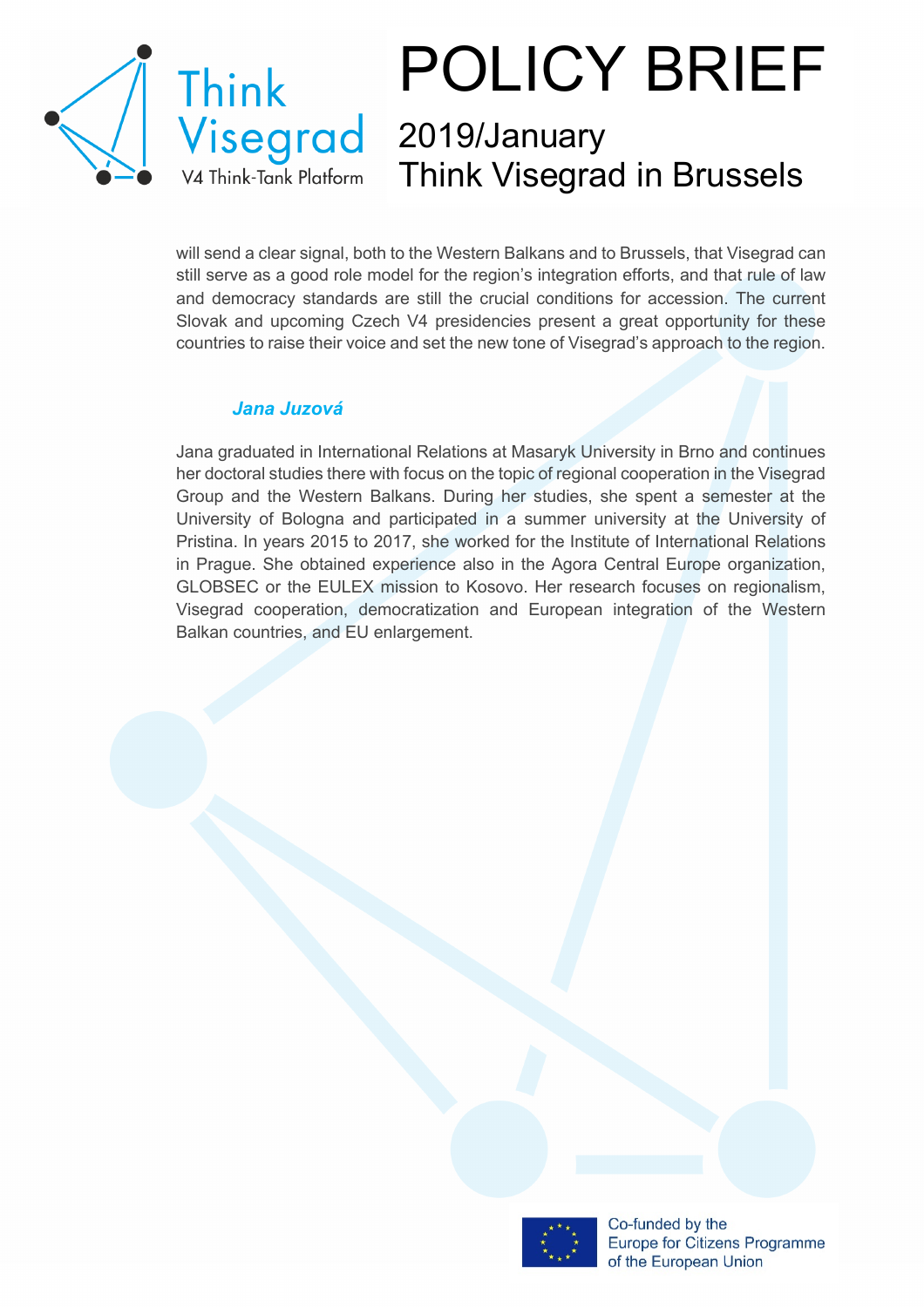will send a clear signal, both to the Western Balkans and to Brussels, that Visegrad can still serve as a good role model for the region's integration efforts, and that rule of law and democracy standards are still the crucial conditions for accession. The current Slovak and upcoming Czech V4 presidencies present a great opportunity for these countries to raise their voice and set the new tone of Visegrad's approach to the region.

***Jana Juzová***

Jana graduated in International Relations at Masaryk University in Brno and continues her doctoral studies there with focus on the topic of regional cooperation in the Visegrad Group and the Western Balkans. During her studies, she spent a semester at the University of Bologna and participated in a summer university at the University of Pristina. In years 2015 to 2017, she worked for the Institute of International Relations in Prague. She obtained experience also in the Agora Central Europe organization, GLOBSEC or the EULEX mission to Kosovo. Her research focuses on regionalism, Visegrad cooperation, democratization and European integration of the Western Balkan countries, and EU enlargement.

Co-funded by the
Europe for Citizens Programme
of the European Union